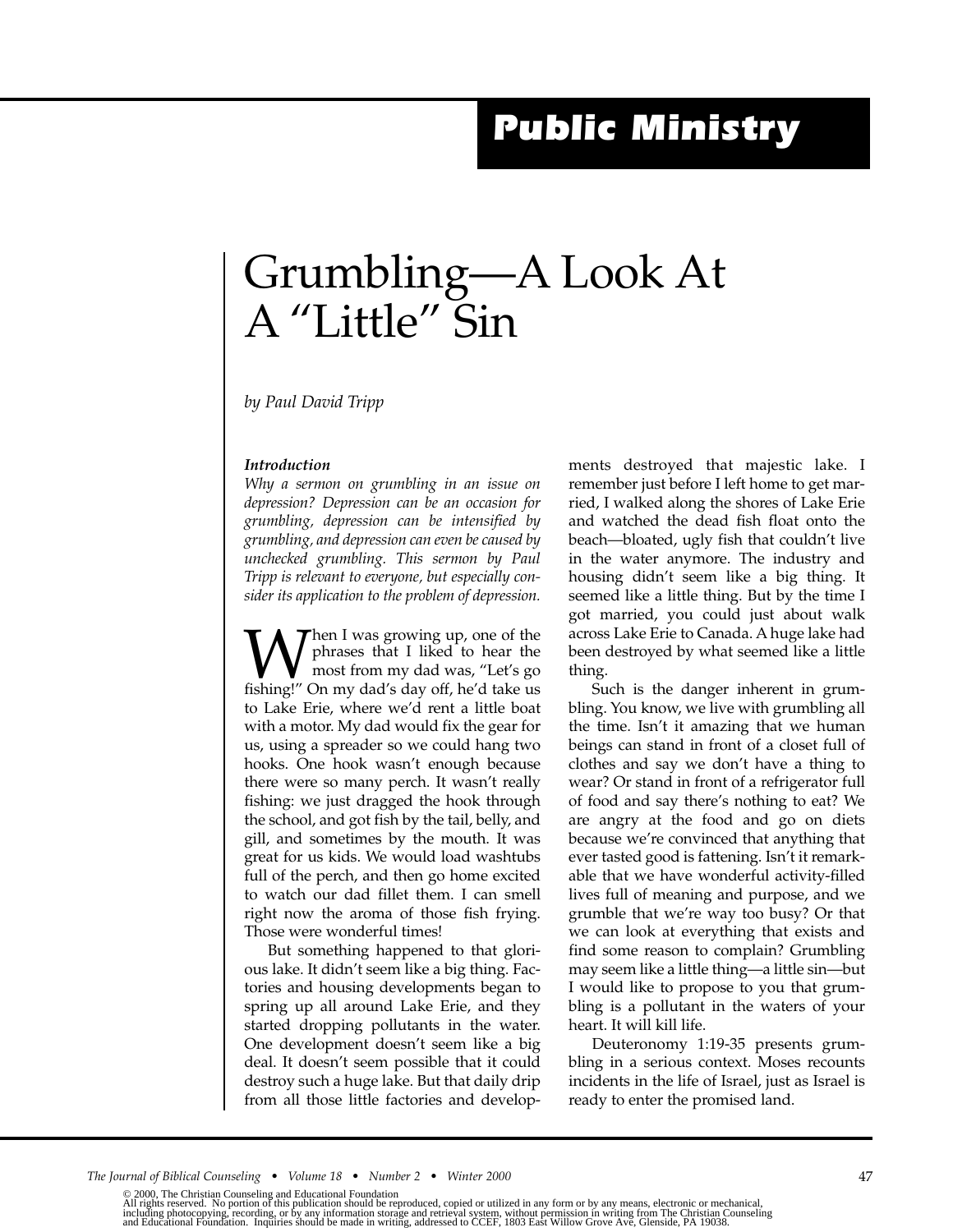**Public Ministry**

# Grumbling—A Look At A "Little" Sin

*by Paul David Tripp*

***Introduction***

*Why a sermon on grumbling in an issue on depression? Depression can be an occasion for grumbling, depression can be intensified by grumbling, and depression can even be caused by unchecked grumbling. This sermon by Paul Tripp is relevant to everyone, but especially consider its application to the problem of depression.*

When I was growing up, one of the phrases that I liked to hear the most from my dad was, "Let's go fishing!" On my dad's day off, he'd take us to Lake Erie, where we'd rent a little boat with a motor. My dad would fix the gear for us, using a spreader so we could hang two hooks. One hook wasn't enough because there were so many perch. It wasn't really fishing: we just dragged the hook through the school, and got fish by the tail, belly, and gill, and sometimes by the mouth. It was great for us kids. We would load washtubs full of the perch, and then go home excited to watch our dad fillet them. I can smell right now the aroma of those fish frying. Those were wonderful times!

But something happened to that glorious lake. It didn't seem like a big thing. Factories and housing developments began to spring up all around Lake Erie, and they started dropping pollutants in the water. One development doesn't seem like a big deal. It doesn't seem possible that it could destroy such a huge lake. But that daily drip from all those little factories and developments destroyed that majestic lake. I remember just before I left home to get married, I walked along the shores of Lake Erie and watched the dead fish float onto the beach—bloated, ugly fish that couldn't live in the water anymore. The industry and housing didn't seem like a big thing. It seemed like a little thing. But by the time I got married, you could just about walk across Lake Erie to Canada. A huge lake had been destroyed by what seemed like a little thing.

Such is the danger inherent in grumbling. You know, we live with grumbling all the time. Isn't it amazing that we human beings can stand in front of a closet full of clothes and say we don't have a thing to wear? Or stand in front of a refrigerator full of food and say there's nothing to eat? We are angry at the food and go on diets because we're convinced that anything that ever tasted good is fattening. Isn't it remarkable that we have wonderful activity-filled lives full of meaning and purpose, and we grumble that we're way too busy? Or that we can look at everything that exists and find some reason to complain? Grumbling may seem like a little thing—a little sin—but I would like to propose to you that grumbling is a pollutant in the waters of your heart. It will kill life.

Deuteronomy 1:19-35 presents grumbling in a serious context. Moses recounts incidents in the life of Israel, just as Israel is ready to enter the promised land.

© 2000, The Christian Counseling and Educational Foundation
All rights reserved. No portion of this publication should be reproduced, copied or utilized in any form or by any means, electronic or mechanical, including photocopying, recording, or by any information storage and retrieval system, without permission in writing from The Christian Counseling and Educational Foundation. Inquiries should be made in writing, addressed to CCEF, 1803 East Willow Grove Ave, Glenside, PA 19038.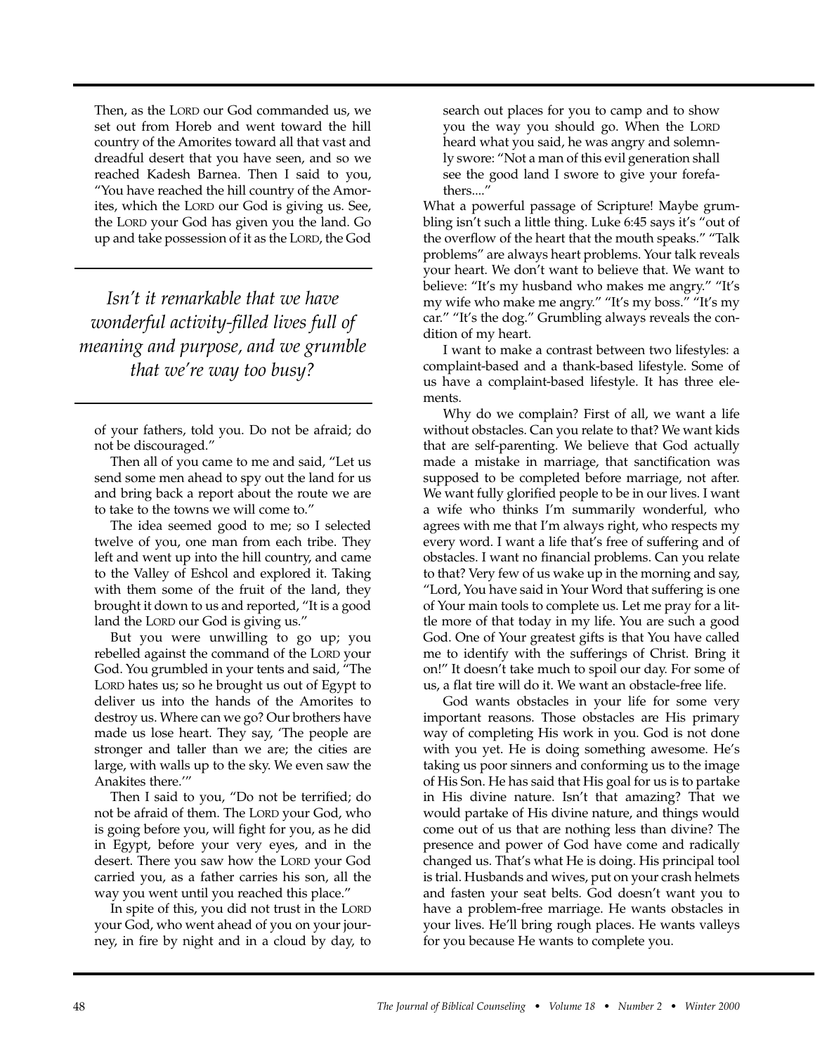Then, as the LORD our God commanded us, we set out from Horeb and went toward the hill country of the Amorites toward all that vast and dreadful desert that you have seen, and so we reached Kadesh Barnea. Then I said to you, "You have reached the hill country of the Amorites, which the LORD our God is giving us. See, the LORD your God has given you the land. Go up and take possession of it as the LORD, the God of your fathers, told you. Do not be afraid; do not be discouraged."

*Isn't it remarkable that we have wonderful activity-filled lives full of meaning and purpose, and we grumble that we're way too busy?*

Then all of you came to me and said, "Let us send some men ahead to spy out the land for us and bring back a report about the route we are to take to the towns we will come to."

The idea seemed good to me; so I selected twelve of you, one man from each tribe. They left and went up into the hill country, and came to the Valley of Eshcol and explored it. Taking with them some of the fruit of the land, they brought it down to us and reported, "It is a good land the LORD our God is giving us."

But you were unwilling to go up; you rebelled against the command of the LORD your God. You grumbled in your tents and said, "The LORD hates us; so he brought us out of Egypt to deliver us into the hands of the Amorites to destroy us. Where can we go? Our brothers have made us lose heart. They say, 'The people are stronger and taller than we are; the cities are large, with walls up to the sky. We even saw the Anakites there.'"

Then I said to you, "Do not be terrified; do not be afraid of them. The LORD your God, who is going before you, will fight for you, as he did in Egypt, before your very eyes, and in the desert. There you saw how the LORD your God carried you, as a father carries his son, all the way you went until you reached this place."

In spite of this, you did not trust in the LORD your God, who went ahead of you on your journey, in fire by night and in a cloud by day, to search out places for you to camp and to show you the way you should go. When the LORD heard what you said, he was angry and solemnly swore: "Not a man of this evil generation shall see the good land I swore to give your forefathers...."

What a powerful passage of Scripture! Maybe grumbling isn't such a little thing. Luke 6:45 says it's "out of the overflow of the heart that the mouth speaks." "Talk problems" are always heart problems. Your talk reveals your heart. We don't want to believe that. We want to believe: "It's my husband who makes me angry." "It's my wife who make me angry." "It's my boss." "It's my car." "It's the dog." Grumbling always reveals the condition of my heart.

I want to make a contrast between two lifestyles: a complaint-based and a thank-based lifestyle. Some of us have a complaint-based lifestyle. It has three elements.

Why do we complain? First of all, we want a life without obstacles. Can you relate to that? We want kids that are self-parenting. We believe that God actually made a mistake in marriage, that sanctification was supposed to be completed before marriage, not after. We want fully glorified people to be in our lives. I want a wife who thinks I'm summarily wonderful, who agrees with me that I'm always right, who respects my every word. I want a life that's free of suffering and of obstacles. I want no financial problems. Can you relate to that? Very few of us wake up in the morning and say, "Lord, You have said in Your Word that suffering is one of Your main tools to complete us. Let me pray for a little more of that today in my life. You are such a good God. One of Your greatest gifts is that You have called me to identify with the sufferings of Christ. Bring it on!" It doesn't take much to spoil our day. For some of us, a flat tire will do it. We want an obstacle-free life.

God wants obstacles in your life for some very important reasons. Those obstacles are His primary way of completing His work in you. God is not done with you yet. He is doing something awesome. He's taking us poor sinners and conforming us to the image of His Son. He has said that His goal for us is to partake in His divine nature. Isn't that amazing? That we would partake of His divine nature, and things would come out of us that are nothing less than divine? The presence and power of God have come and radically changed us. That's what He is doing. His principal tool is trial. Husbands and wives, put on your crash helmets and fasten your seat belts. God doesn't want you to have a problem-free marriage. He wants obstacles in your lives. He'll bring rough places. He wants valleys for you because He wants to complete you.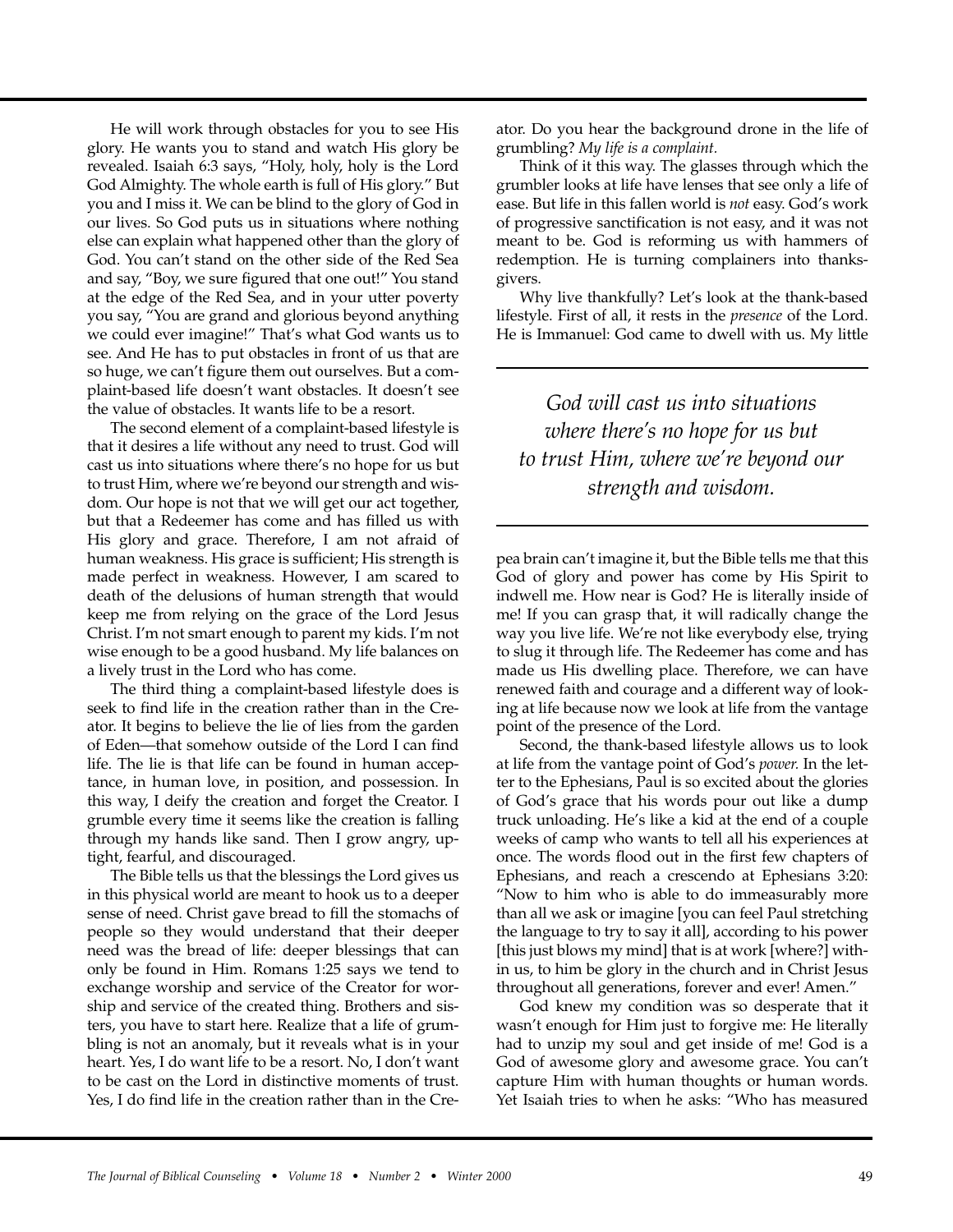He will work through obstacles for you to see His glory. He wants you to stand and watch His glory be revealed. Isaiah 6:3 says, "Holy, holy, holy is the Lord God Almighty. The whole earth is full of His glory." But you and I miss it. We can be blind to the glory of God in our lives. So God puts us in situations where nothing else can explain what happened other than the glory of God. You can't stand on the other side of the Red Sea and say, "Boy, we sure figured that one out!" You stand at the edge of the Red Sea, and in your utter poverty you say, "You are grand and glorious beyond anything we could ever imagine!" That's what God wants us to see. And He has to put obstacles in front of us that are so huge, we can't figure them out ourselves. But a complaint-based life doesn't want obstacles. It doesn't see the value of obstacles. It wants life to be a resort.

The second element of a complaint-based lifestyle is that it desires a life without any need to trust. God will cast us into situations where there's no hope for us but to trust Him, where we're beyond our strength and wisdom. Our hope is not that we will get our act together, but that a Redeemer has come and has filled us with His glory and grace. Therefore, I am not afraid of human weakness. His grace is sufficient; His strength is made perfect in weakness. However, I am scared to death of the delusions of human strength that would keep me from relying on the grace of the Lord Jesus Christ. I'm not smart enough to parent my kids. I'm not wise enough to be a good husband. My life balances on a lively trust in the Lord who has come.

The third thing a complaint-based lifestyle does is seek to find life in the creation rather than in the Creator. It begins to believe the lie of lies from the garden of Eden—that somehow outside of the Lord I can find life. The lie is that life can be found in human acceptance, in human love, in position, and possession. In this way, I deify the creation and forget the Creator. I grumble every time it seems like the creation is falling through my hands like sand. Then I grow angry, uptight, fearful, and discouraged.

The Bible tells us that the blessings the Lord gives us in this physical world are meant to hook us to a deeper sense of need. Christ gave bread to fill the stomachs of people so they would understand that their deeper need was the bread of life: deeper blessings that can only be found in Him. Romans 1:25 says we tend to exchange worship and service of the Creator for worship and service of the created thing. Brothers and sisters, you have to start here. Realize that a life of grumbling is not an anomaly, but it reveals what is in your heart. Yes, I do want life to be a resort. No, I don't want to be cast on the Lord in distinctive moments of trust. Yes, I do find life in the creation rather than in the Creator. Do you hear the background drone in the life of grumbling? *My life is a complaint.*

Think of it this way. The glasses through which the grumbler looks at life have lenses that see only a life of ease. But life in this fallen world is *not* easy. God's work of progressive sanctification is not easy, and it was not meant to be. God is reforming us with hammers of redemption. He is turning complainers into thanksgivers.

Why live thankfully? Let's look at the thank-based lifestyle. First of all, it rests in the *presence* of the Lord. He is Immanuel: God came to dwell with us. My little pea brain can't imagine it, but the Bible tells me that this God of glory and power has come by His Spirit to indwell me. How near is God? He is literally inside of me! If you can grasp that, it will radically change the way you live life. We're not like everybody else, trying to slug it through life. The Redeemer has come and has made us His dwelling place. Therefore, we can have renewed faith and courage and a different way of looking at life because now we look at life from the vantage point of the presence of the Lord.

> *God will cast us into situations where there's no hope for us but to trust Him, where we're beyond our strength and wisdom.*

Second, the thank-based lifestyle allows us to look at life from the vantage point of God's *power.* In the letter to the Ephesians, Paul is so excited about the glories of God's grace that his words pour out like a dump truck unloading. He's like a kid at the end of a couple weeks of camp who wants to tell all his experiences at once. The words flood out in the first few chapters of Ephesians, and reach a crescendo at Ephesians 3:20: "Now to him who is able to do immeasurably more than all we ask or imagine [you can feel Paul stretching the language to try to say it all], according to his power [this just blows my mind] that is at work [where?] within us, to him be glory in the church and in Christ Jesus throughout all generations, forever and ever! Amen."

God knew my condition was so desperate that it wasn't enough for Him just to forgive me: He literally had to unzip my soul and get inside of me! God is a God of awesome glory and awesome grace. You can't capture Him with human thoughts or human words. Yet Isaiah tries to when he asks: "Who has measured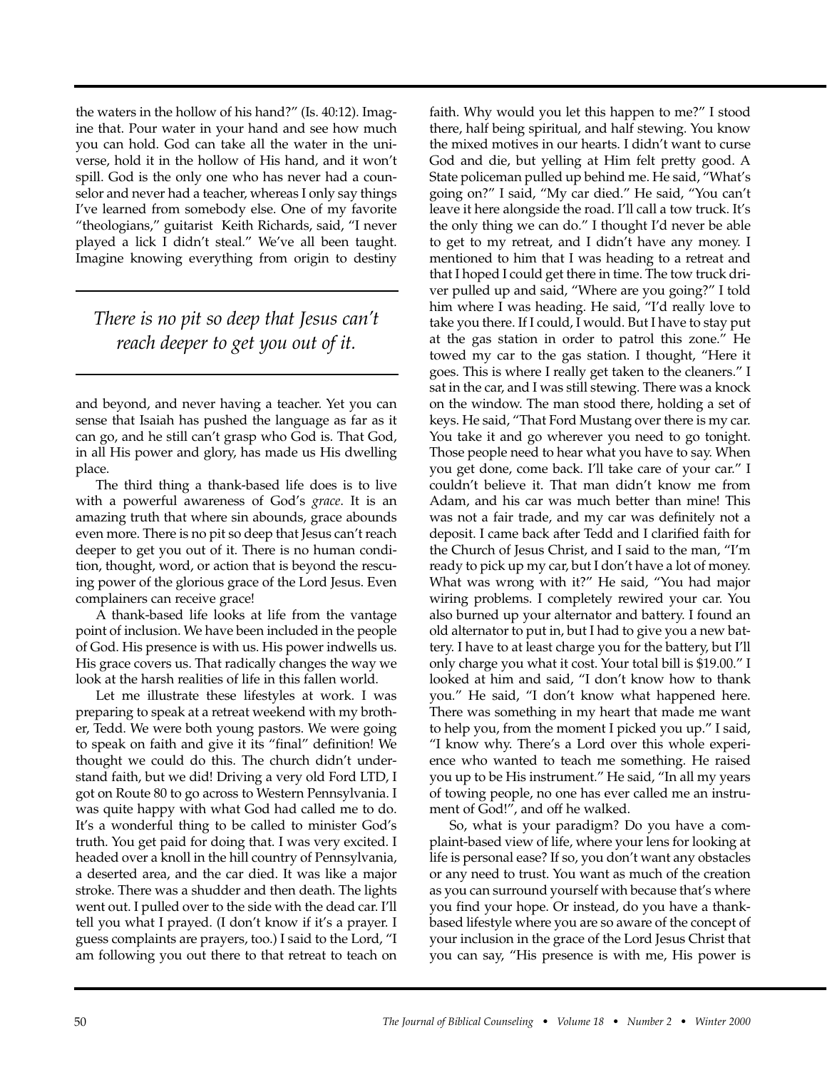the waters in the hollow of his hand?" (Is. 40:12). Imagine that. Pour water in your hand and see how much you can hold. God can take all the water in the universe, hold it in the hollow of His hand, and it won't spill. God is the only one who has never had a counselor and never had a teacher, whereas I only say things I've learned from somebody else. One of my favorite "theologians," guitarist Keith Richards, said, "I never played a lick I didn't steal." We've all been taught. Imagine knowing everything from origin to destiny and beyond, and never having a teacher. Yet you can sense that Isaiah has pushed the language as far as it can go, and he still can't grasp who God is. That God, in all His power and glory, has made us His dwelling place.

*There is no pit so deep that Jesus can't reach deeper to get you out of it.*

The third thing a thank-based life does is to live with a powerful awareness of God's *grace*. It is an amazing truth that where sin abounds, grace abounds even more. There is no pit so deep that Jesus can't reach deeper to get you out of it. There is no human condition, thought, word, or action that is beyond the rescuing power of the glorious grace of the Lord Jesus. Even complainers can receive grace!

A thank-based life looks at life from the vantage point of inclusion. We have been included in the people of God. His presence is with us. His power indwells us. His grace covers us. That radically changes the way we look at the harsh realities of life in this fallen world.

Let me illustrate these lifestyles at work. I was preparing to speak at a retreat weekend with my brother, Tedd. We were both young pastors. We were going to speak on faith and give it its "final" definition! We thought we could do this. The church didn't understand faith, but we did! Driving a very old Ford LTD, I got on Route 80 to go across to Western Pennsylvania. I was quite happy with what God had called me to do. It's a wonderful thing to be called to minister God's truth. You get paid for doing that. I was very excited. I headed over a knoll in the hill country of Pennsylvania, a deserted area, and the car died. It was like a major stroke. There was a shudder and then death. The lights went out. I pulled over to the side with the dead car. I'll tell you what I prayed. (I don't know if it's a prayer. I guess complaints are prayers, too.) I said to the Lord, "I am following you out there to that retreat to teach on faith. Why would you let this happen to me?" I stood there, half being spiritual, and half stewing. You know the mixed motives in our hearts. I didn't want to curse God and die, but yelling at Him felt pretty good. A State policeman pulled up behind me. He said, "What's going on?" I said, "My car died." He said, "You can't leave it here alongside the road. I'll call a tow truck. It's the only thing we can do." I thought I'd never be able to get to my retreat, and I didn't have any money. I mentioned to him that I was heading to a retreat and that I hoped I could get there in time. The tow truck driver pulled up and said, "Where are you going?" I told him where I was heading. He said, "I'd really love to take you there. If I could, I would. But I have to stay put at the gas station in order to patrol this zone." He towed my car to the gas station. I thought, "Here it goes. This is where I really get taken to the cleaners." I sat in the car, and I was still stewing. There was a knock on the window. The man stood there, holding a set of keys. He said, "That Ford Mustang over there is my car. You take it and go wherever you need to go tonight. Those people need to hear what you have to say. When you get done, come back. I'll take care of your car." I couldn't believe it. That man didn't know me from Adam, and his car was much better than mine! This was not a fair trade, and my car was definitely not a deposit. I came back after Tedd and I clarified faith for the Church of Jesus Christ, and I said to the man, "I'm ready to pick up my car, but I don't have a lot of money. What was wrong with it?" He said, "You had major wiring problems. I completely rewired your car. You also burned up your alternator and battery. I found an old alternator to put in, but I had to give you a new battery. I have to at least charge you for the battery, but I'll only charge you what it cost. Your total bill is $19.00." I looked at him and said, "I don't know how to thank you." He said, "I don't know what happened here. There was something in my heart that made me want to help you, from the moment I picked you up." I said, "I know why. There's a Lord over this whole experience who wanted to teach me something. He raised you up to be His instrument." He said, "In all my years of towing people, no one has ever called me an instrument of God!", and off he walked.

So, what is your paradigm? Do you have a complaint-based view of life, where your lens for looking at life is personal ease? If so, you don't want any obstacles or any need to trust. You want as much of the creation as you can surround yourself with because that's where you find your hope. Or instead, do you have a thank-based lifestyle where you are so aware of the concept of your inclusion in the grace of the Lord Jesus Christ that you can say, "His presence is with me, His power is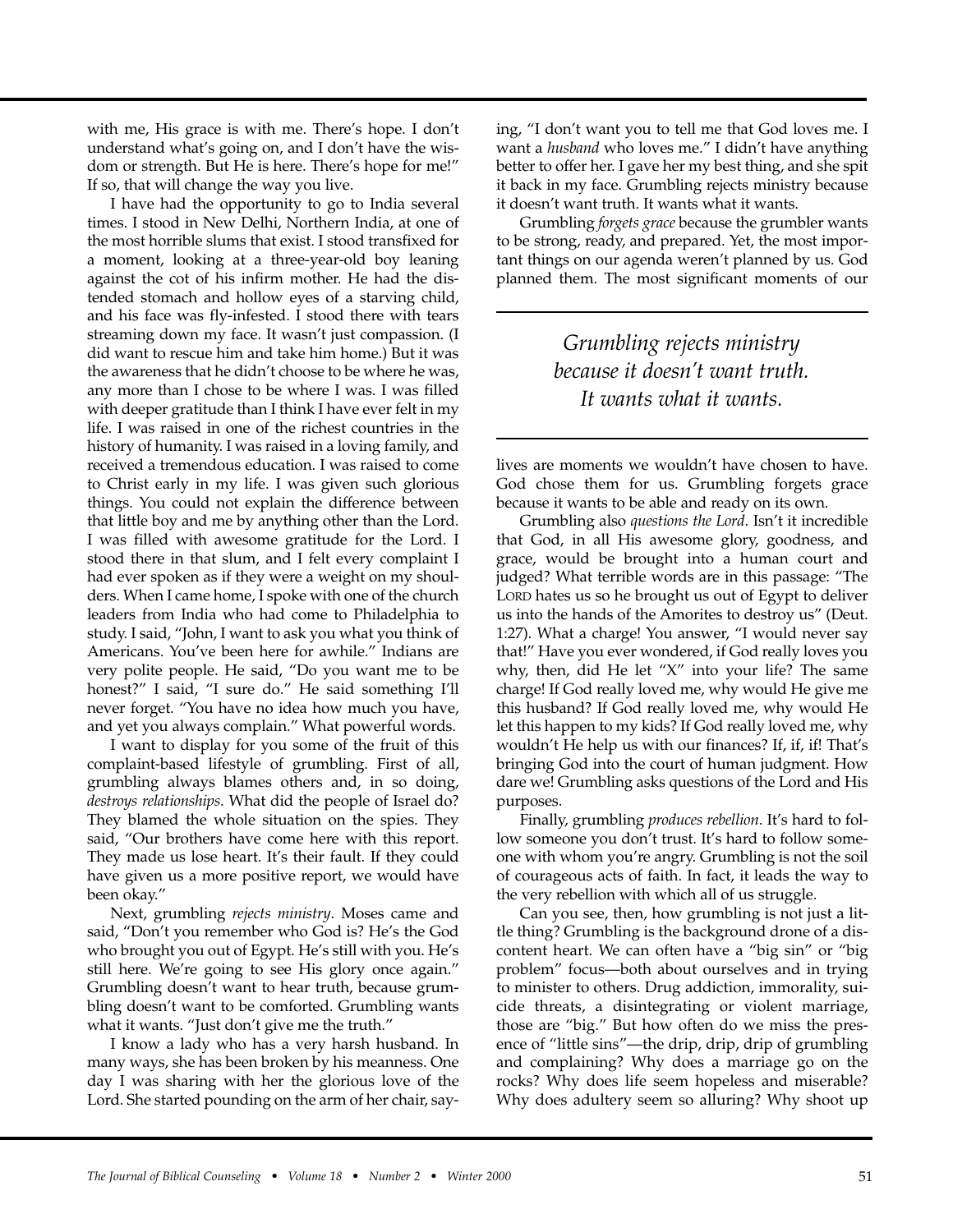with me, His grace is with me. There's hope. I don't understand what's going on, and I don't have the wisdom or strength. But He is here. There's hope for me!" If so, that will change the way you live.

I have had the opportunity to go to India several times. I stood in New Delhi, Northern India, at one of the most horrible slums that exist. I stood transfixed for a moment, looking at a three-year-old boy leaning against the cot of his infirm mother. He had the distended stomach and hollow eyes of a starving child, and his face was fly-infested. I stood there with tears streaming down my face. It wasn't just compassion. (I did want to rescue him and take him home.) But it was the awareness that he didn't choose to be where he was, any more than I chose to be where I was. I was filled with deeper gratitude than I think I have ever felt in my life. I was raised in one of the richest countries in the history of humanity. I was raised in a loving family, and received a tremendous education. I was raised to come to Christ early in my life. I was given such glorious things. You could not explain the difference between that little boy and me by anything other than the Lord. I was filled with awesome gratitude for the Lord. I stood there in that slum, and I felt every complaint I had ever spoken as if they were a weight on my shoulders. When I came home, I spoke with one of the church leaders from India who had come to Philadelphia to study. I said, "John, I want to ask you what you think of Americans. You've been here for awhile." Indians are very polite people. He said, "Do you want me to be honest?" I said, "I sure do." He said something I'll never forget. "You have no idea how much you have, and yet you always complain." What powerful words.

I want to display for you some of the fruit of this complaint-based lifestyle of grumbling. First of all, grumbling always blames others and, in so doing, *destroys relationships*. What did the people of Israel do? They blamed the whole situation on the spies. They said, "Our brothers have come here with this report. They made us lose heart. It's their fault. If they could have given us a more positive report, we would have been okay."

Next, grumbling *rejects ministry*. Moses came and said, "Don't you remember who God is? He's the God who brought you out of Egypt. He's still with you. He's still here. We're going to see His glory once again." Grumbling doesn't want to hear truth, because grumbling doesn't want to be comforted. Grumbling wants what it wants. "Just don't give me the truth."

I know a lady who has a very harsh husband. In many ways, she has been broken by his meanness. One day I was sharing with her the glorious love of the Lord. She started pounding on the arm of her chair, saying, "I don't want you to tell me that God loves me. I want a *husband* who loves me." I didn't have anything better to offer her. I gave her my best thing, and she spit it back in my face. Grumbling rejects ministry because it doesn't want truth. It wants what it wants.

Grumbling *forgets grace* because the grumbler wants to be strong, ready, and prepared. Yet, the most important things on our agenda weren't planned by us. God planned them. The most significant moments of our lives are moments we wouldn't have chosen to have. God chose them for us. Grumbling forgets grace because it wants to be able and ready on its own.

> *Grumbling rejects ministry because it doesn't want truth. It wants what it wants.*

Grumbling also *questions the Lord*. Isn't it incredible that God, in all His awesome glory, goodness, and grace, would be brought into a human court and judged? What terrible words are in this passage: "The LORD hates us so he brought us out of Egypt to deliver us into the hands of the Amorites to destroy us" (Deut. 1:27). What a charge! You answer, "I would never say that!" Have you ever wondered, if God really loves you why, then, did He let "X" into your life? The same charge! If God really loved me, why would He give me this husband? If God really loved me, why would He let this happen to my kids? If God really loved me, why wouldn't He help us with our finances? If, if, if! That's bringing God into the court of human judgment. How dare we! Grumbling asks questions of the Lord and His purposes.

Finally, grumbling *produces rebellion*. It's hard to follow someone you don't trust. It's hard to follow someone with whom you're angry. Grumbling is not the soil of courageous acts of faith. In fact, it leads the way to the very rebellion with which all of us struggle.

Can you see, then, how grumbling is not just a little thing? Grumbling is the background drone of a discontent heart. We can often have a "big sin" or "big problem" focus—both about ourselves and in trying to minister to others. Drug addiction, immorality, suicide threats, a disintegrating or violent marriage, those are "big." But how often do we miss the presence of "little sins"—the drip, drip, drip of grumbling and complaining? Why does a marriage go on the rocks? Why does life seem hopeless and miserable? Why does adultery seem so alluring? Why shoot up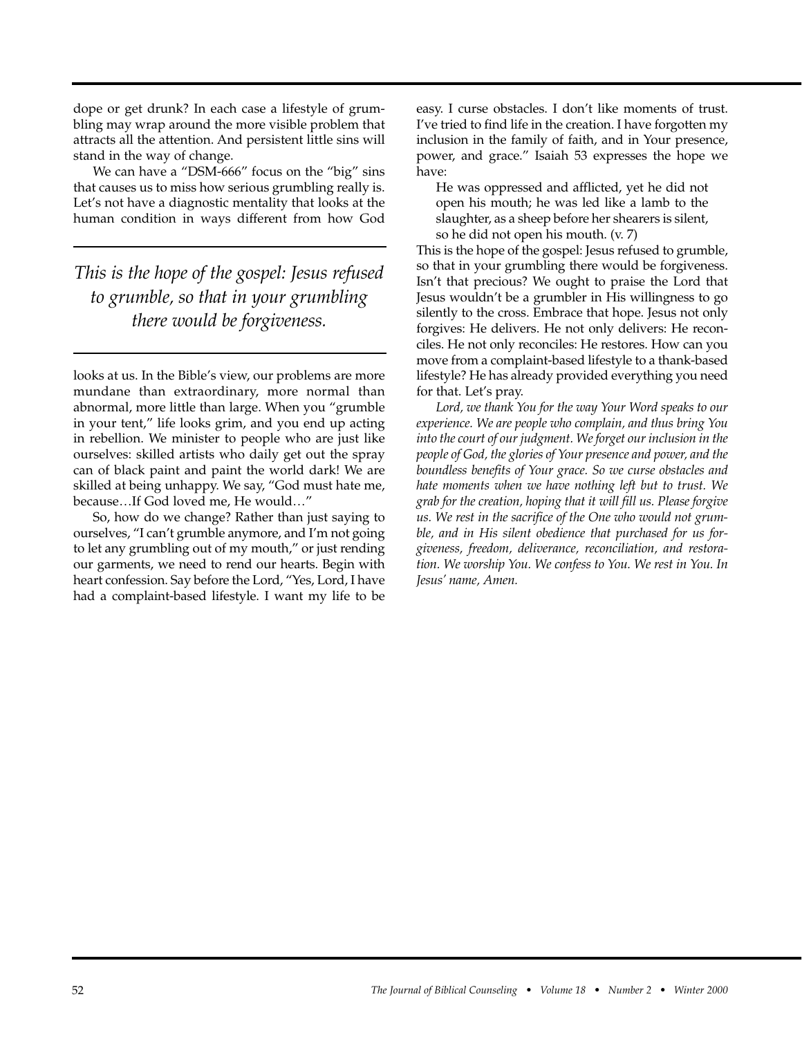dope or get drunk? In each case a lifestyle of grumbling may wrap around the more visible problem that attracts all the attention. And persistent little sins will stand in the way of change.

We can have a "DSM-666" focus on the "big" sins that causes us to miss how serious grumbling really is. Let's not have a diagnostic mentality that looks at the human condition in ways different from how God looks at us. In the Bible's view, our problems are more mundane than extraordinary, more normal than abnormal, more little than large. When you "grumble in your tent," life looks grim, and you end up acting in rebellion. We minister to people who are just like ourselves: skilled artists who daily get out the spray can of black paint and paint the world dark! We are skilled at being unhappy. We say, "God must hate me, because…If God loved me, He would…"

*This is the hope of the gospel: Jesus refused to grumble, so that in your grumbling there would be forgiveness.*

So, how do we change? Rather than just saying to ourselves, "I can't grumble anymore, and I'm not going to let any grumbling out of my mouth," or just rending our garments, we need to rend our hearts. Begin with heart confession. Say before the Lord, "Yes, Lord, I have had a complaint-based lifestyle. I want my life to be easy. I curse obstacles. I don't like moments of trust. I've tried to find life in the creation. I have forgotten my inclusion in the family of faith, and in Your presence, power, and grace." Isaiah 53 expresses the hope we have:

> He was oppressed and afflicted, yet he did not open his mouth; he was led like a lamb to the slaughter, as a sheep before her shearers is silent, so he did not open his mouth. (v. 7)

This is the hope of the gospel: Jesus refused to grumble, so that in your grumbling there would be forgiveness. Isn't that precious? We ought to praise the Lord that Jesus wouldn't be a grumbler in His willingness to go silently to the cross. Embrace that hope. Jesus not only forgives: He delivers. He not only delivers: He reconciles. He not only reconciles: He restores. How can you move from a complaint-based lifestyle to a thank-based lifestyle? He has already provided everything you need for that. Let's pray.

*Lord, we thank You for the way Your Word speaks to our experience. We are people who complain, and thus bring You into the court of our judgment. We forget our inclusion in the people of God, the glories of Your presence and power, and the boundless benefits of Your grace. So we curse obstacles and hate moments when we have nothing left but to trust. We grab for the creation, hoping that it will fill us. Please forgive us. We rest in the sacrifice of the One who would not grumble, and in His silent obedience that purchased for us forgiveness, freedom, deliverance, reconciliation, and restoration. We worship You. We confess to You. We rest in You. In Jesus' name, Amen.*